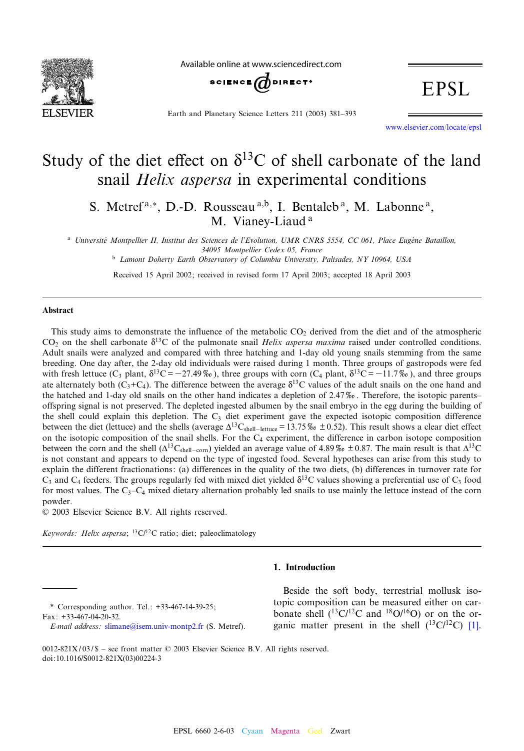# Study of the diet effect on $\delta^{13}C$ of shell carbonate of the land snail *Helix aspersa* in experimental conditions

S. Metref [a,*], D.-D. Rousseau [a,b], I. Bentaleb [a], M. Labonne [a], M. Vianey-Liaud [a]

[a] Université Montpellier II, Institut des Sciences de l'Evolution, UMR CNRS 5554, CC 061, Place Eugène Bataillon, 34095 Montpellier Cedex 05, France

[b] Lamont Doherty Earth Observatory of Columbia University, Palisades, NY 10964, USA

Received 15 April 2002; received in revised form 17 April 2003; accepted 18 April 2003

## Abstract

This study aims to demonstrate the influence of the metabolic $CO_2$ derived from the diet and of the atmospheric $CO_2$ on the shell carbonate $\delta^{13}C$ of the pulmonate snail *Helix aspersa maxima* raised under controlled conditions. Adult snails were analyzed and compared with three hatching and 1-day old young snails stemming from the same breeding. One day after, the 2-day old individuals were raised during 1 month. Three groups of gastropods were fed with fresh lettuce ($C_3$ plant, $\delta^{13}C = -27.49$‰), three groups with corn ($C_4$ plant, $\delta^{13}C = -11.7$‰), and three groups ate alternately both ($C_3$+$C_4$). The difference between the average $\delta^{13}C$ values of the adult snails on the one hand and the hatched and 1-day old snails on the other hand indicates a depletion of 2.47‰. Therefore, the isotopic parents–offspring signal is not preserved. The depleted ingested albumen by the snail embryo in the egg during the building of the shell could explain this depletion. The $C_3$ diet experiment gave the expected isotopic composition difference between the diet (lettuce) and the shells (average $\Delta^{13}C_{shell-lettuce} = 13.75$‰ $\pm 0.52$). This result shows a clear diet effect on the isotopic composition of the snail shells. For the $C_4$ experiment, the difference in carbon isotope composition between the corn and the shell ($\Delta^{13}C_{shell-corn}$) yielded an average value of 4.89‰ $\pm 0.87$. The main result is that $\Delta^{13}C$ is not constant and appears to depend on the type of ingested food. Several hypotheses can arise from this study to explain the different fractionations: (a) differences in the quality of the two diets, (b) differences in turnover rate for $C_3$ and $C_4$ feeders. The groups regularly fed with mixed diet yielded $\delta^{13}C$ values showing a preferential use of $C_3$ food for most values. The $C_3$–$C_4$ mixed dietary alternation probably led snails to use mainly the lettuce instead of the corn powder.

© 2003 Elsevier Science B.V. All rights reserved.

*Keywords:* *Helix aspersa*; $^{13}C/^{12}C$ ratio; diet; paleoclimatology

## 1. Introduction

Beside the soft body, terrestrial mollusk isotopic composition can be measured either on carbonate shell ($^{13}C/^{12}C$ and $^{18}O/^{16}O$) or on the organic matter present in the shell ($^{13}C/^{12}C$) [1].

\* Corresponding author. Tel.: +33-467-14-39-25; Fax: +33-467-04-20-32.
*E-mail address:* slimane@isem.univ-montp2.fr (S. Metref).

0012-821X/03/$ – see front matter © 2003 Elsevier Science B.V. All rights reserved.
doi:10.1016/S0012-821X(03)00224-3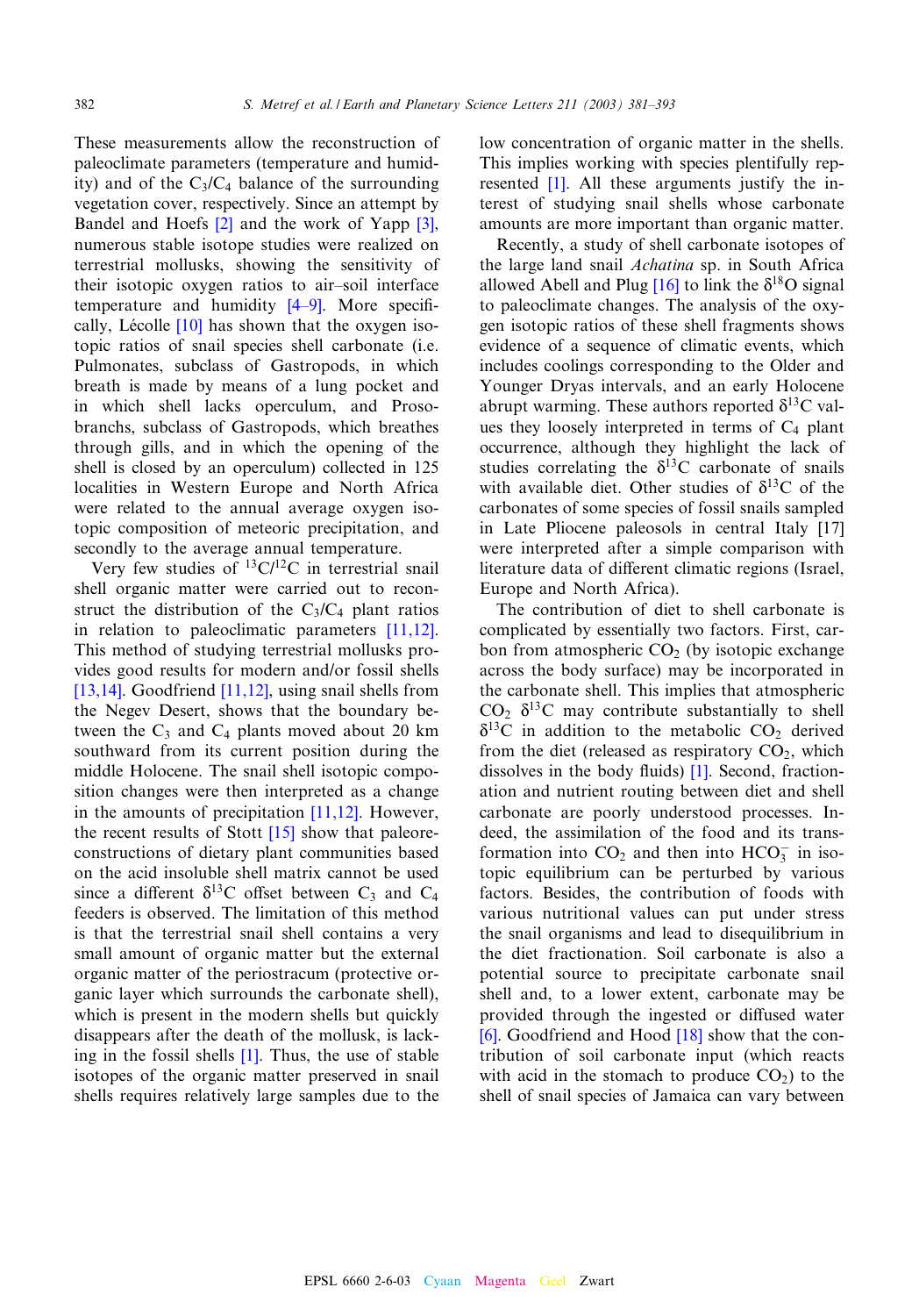These measurements allow the reconstruction of paleoclimate parameters (temperature and humidity) and of the $C_3/C_4$ balance of the surrounding vegetation cover, respectively. Since an attempt by Bandel and Hoefs [2] and the work of Yapp [3], numerous stable isotope studies were realized on terrestrial mollusks, showing the sensitivity of their isotopic oxygen ratios to air–soil interface temperature and humidity [4–9]. More specifically, Lécolle [10] has shown that the oxygen isotopic ratios of snail species shell carbonate (i.e. Pulmonates, subclass of Gastropods, in which breath is made by means of a lung pocket and in which shell lacks operculum, and Prosobranchs, subclass of Gastropods, which breathes through gills, and in which the opening of the shell is closed by an operculum) collected in 125 localities in Western Europe and North Africa were related to the annual average oxygen isotopic composition of meteoric precipitation, and secondly to the average annual temperature.

Very few studies of $^{13}C/^{12}C$ in terrestrial snail shell organic matter were carried out to reconstruct the distribution of the $C_3/C_4$ plant ratios in relation to paleoclimatic parameters [11,12]. This method of studying terrestrial mollusks provides good results for modern and/or fossil shells [13,14]. Goodfriend [11,12], using snail shells from the Negev Desert, shows that the boundary between the $C_3$ and $C_4$ plants moved about 20 km southward from its current position during the middle Holocene. The snail shell isotopic composition changes were then interpreted as a change in the amounts of precipitation [11,12]. However, the recent results of Stott [15] show that paleoreconstructions of dietary plant communities based on the acid insoluble shell matrix cannot be used since a different $\delta^{13}C$ offset between $C_3$ and $C_4$ feeders is observed. The limitation of this method is that the terrestrial snail shell contains a very small amount of organic matter but the external organic matter of the periostracum (protective organic layer which surrounds the carbonate shell), which is present in the modern shells but quickly disappears after the death of the mollusk, is lacking in the fossil shells [1]. Thus, the use of stable isotopes of the organic matter preserved in snail shells requires relatively large samples due to the low concentration of organic matter in the shells. This implies working with species plentifully represented [1]. All these arguments justify the interest of studying snail shells whose carbonate amounts are more important than organic matter.

Recently, a study of shell carbonate isotopes of the large land snail *Achatina* sp. in South Africa allowed Abell and Plug [16] to link the $\delta^{18}O$ signal to paleoclimate changes. The analysis of the oxygen isotopic ratios of these shell fragments shows evidence of a sequence of climatic events, which includes coolings corresponding to the Older and Younger Dryas intervals, and an early Holocene abrupt warming. These authors reported $\delta^{13}C$ values they loosely interpreted in terms of $C_4$ plant occurrence, although they highlight the lack of studies correlating the $\delta^{13}C$ carbonate of snails with available diet. Other studies of $\delta^{13}C$ of the carbonates of some species of fossil snails sampled in Late Pliocene paleosols in central Italy [17] were interpreted after a simple comparison with literature data of different climatic regions (Israel, Europe and North Africa).

The contribution of diet to shell carbonate is complicated by essentially two factors. First, carbon from atmospheric $CO_2$ (by isotopic exchange across the body surface) may be incorporated in the carbonate shell. This implies that atmospheric $CO_2$ $\delta^{13}C$ may contribute substantially to shell $\delta^{13}C$ in addition to the metabolic $CO_2$ derived from the diet (released as respiratory $CO_2$, which dissolves in the body fluids) [1]. Second, fractionation and nutrient routing between diet and shell carbonate are poorly understood processes. Indeed, the assimilation of the food and its transformation into $CO_2$ and then into $HCO_3^-$ in isotopic equilibrium can be perturbed by various factors. Besides, the contribution of foods with various nutritional values can put under stress the snail organisms and lead to disequilibrium in the diet fractionation. Soil carbonate is also a potential source to precipitate carbonate snail shell and, to a lower extent, carbonate may be provided through the ingested or diffused water [6]. Goodfriend and Hood [18] show that the contribution of soil carbonate input (which reacts with acid in the stomach to produce $CO_2$) to the shell of snail species of Jamaica can vary between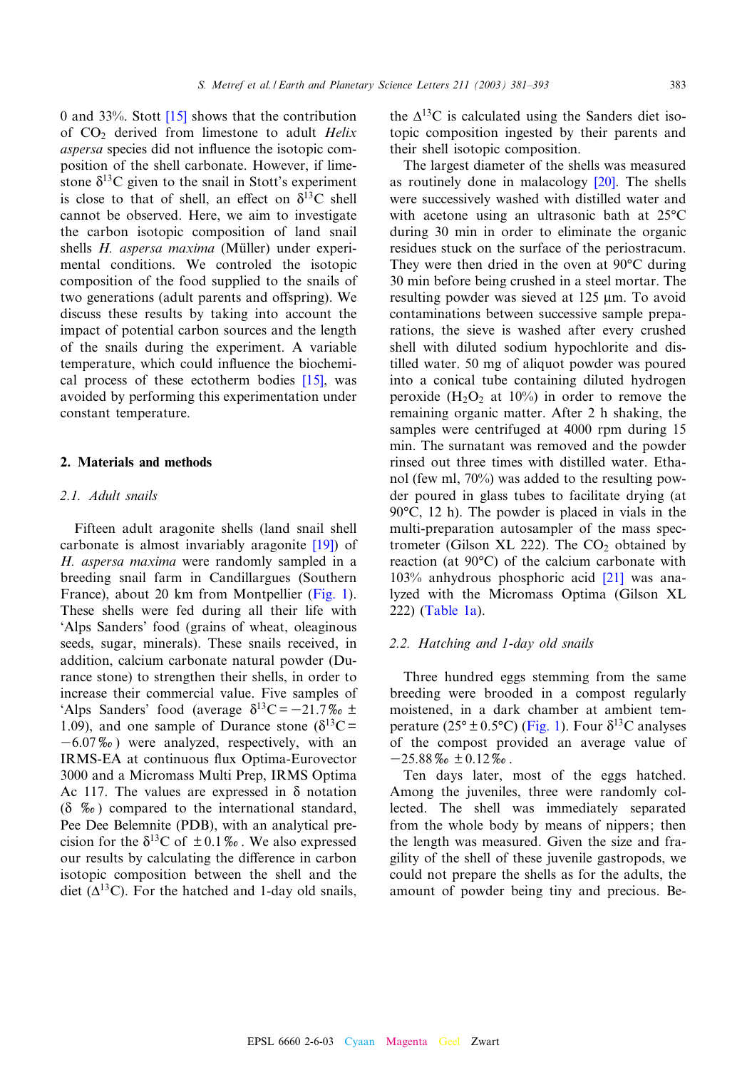0 and 33%. Stott [15] shows that the contribution of $CO_2$ derived from limestone to adult *Helix aspersa* species did not influence the isotopic composition of the shell carbonate. However, if limestone $\delta^{13}C$ given to the snail in Stott's experiment is close to that of shell, an effect on $\delta^{13}C$ shell cannot be observed. Here, we aim to investigate the carbon isotopic composition of land snail shells *H. aspersa maxima* (Müller) under experimental conditions. We controled the isotopic composition of the food supplied to the snails of two generations (adult parents and offspring). We discuss these results by taking into account the impact of potential carbon sources and the length of the snails during the experiment. A variable temperature, which could influence the biochemical process of these ectotherm bodies [15], was avoided by performing this experimentation under constant temperature.

## 2. Materials and methods

### 2.1. Adult snails

Fifteen adult aragonite shells (land snail shell carbonate is almost invariably aragonite [19]) of *H. aspersa maxima* were randomly sampled in a breeding snail farm in Candillargues (Southern France), about 20 km from Montpellier (Fig. 1). These shells were fed during all their life with 'Alps Sanders' food (grains of wheat, oleaginous seeds, sugar, minerals). These snails received, in addition, calcium carbonate natural powder (Durance stone) to strengthen their shells, in order to increase their commercial value. Five samples of 'Alps Sanders' food (average $\delta^{13}C = -21.7‰ \pm 1.09$), and one sample of Durance stone ($\delta^{13}C = -6.07‰$) were analyzed, respectively, with an IRMS-EA at continuous flux Optima-Eurovector 3000 and a Micromass Multi Prep, IRMS Optima Ac 117. The values are expressed in δ notation (δ ‰) compared to the international standard, Pee Dee Belemnite (PDB), with an analytical precision for the $\delta^{13}C$ of $\pm 0.1‰$. We also expressed our results by calculating the difference in carbon isotopic composition between the shell and the diet ($\Delta^{13}C$). For the hatched and 1-day old snails, the $\Delta^{13}C$ is calculated using the Sanders diet isotopic composition ingested by their parents and their shell isotopic composition.

The largest diameter of the shells was measured as routinely done in malacology [20]. The shells were successively washed with distilled water and with acetone using an ultrasonic bath at 25°C during 30 min in order to eliminate the organic residues stuck on the surface of the periostracum. They were then dried in the oven at 90°C during 30 min before being crushed in a steel mortar. The resulting powder was sieved at 125 μm. To avoid contaminations between successive sample preparations, the sieve is washed after every crushed shell with diluted sodium hypochlorite and distilled water. 50 mg of aliquot powder was poured into a conical tube containing diluted hydrogen peroxide ($H_2O_2$ at 10%) in order to remove the remaining organic matter. After 2 h shaking, the samples were centrifuged at 4000 rpm during 15 min. The surnatant was removed and the powder rinsed out three times with distilled water. Ethanol (few ml, 70%) was added to the resulting powder poured in glass tubes to facilitate drying (at 90°C, 12 h). The powder is placed in vials in the multi-preparation autosampler of the mass spectrometer (Gilson XL 222). The $CO_2$ obtained by reaction (at 90°C) of the calcium carbonate with 103% anhydrous phosphoric acid [21] was analyzed with the Micromass Optima (Gilson XL 222) (Table 1a).

### 2.2. Hatching and 1-day old snails

Three hundred eggs stemming from the same breeding were brooded in a compost regularly moistened, in a dark chamber at ambient temperature (25° ± 0.5°C) (Fig. 1). Four $\delta^{13}C$ analyses of the compost provided an average value of $-25.88‰ \pm 0.12‰$.

Ten days later, most of the eggs hatched. Among the juveniles, three were randomly collected. The shell was immediately separated from the whole body by means of nippers; then the length was measured. Given the size and fragility of the shell of these juvenile gastropods, we could not prepare the shells as for the adults, the amount of powder being tiny and precious. Be-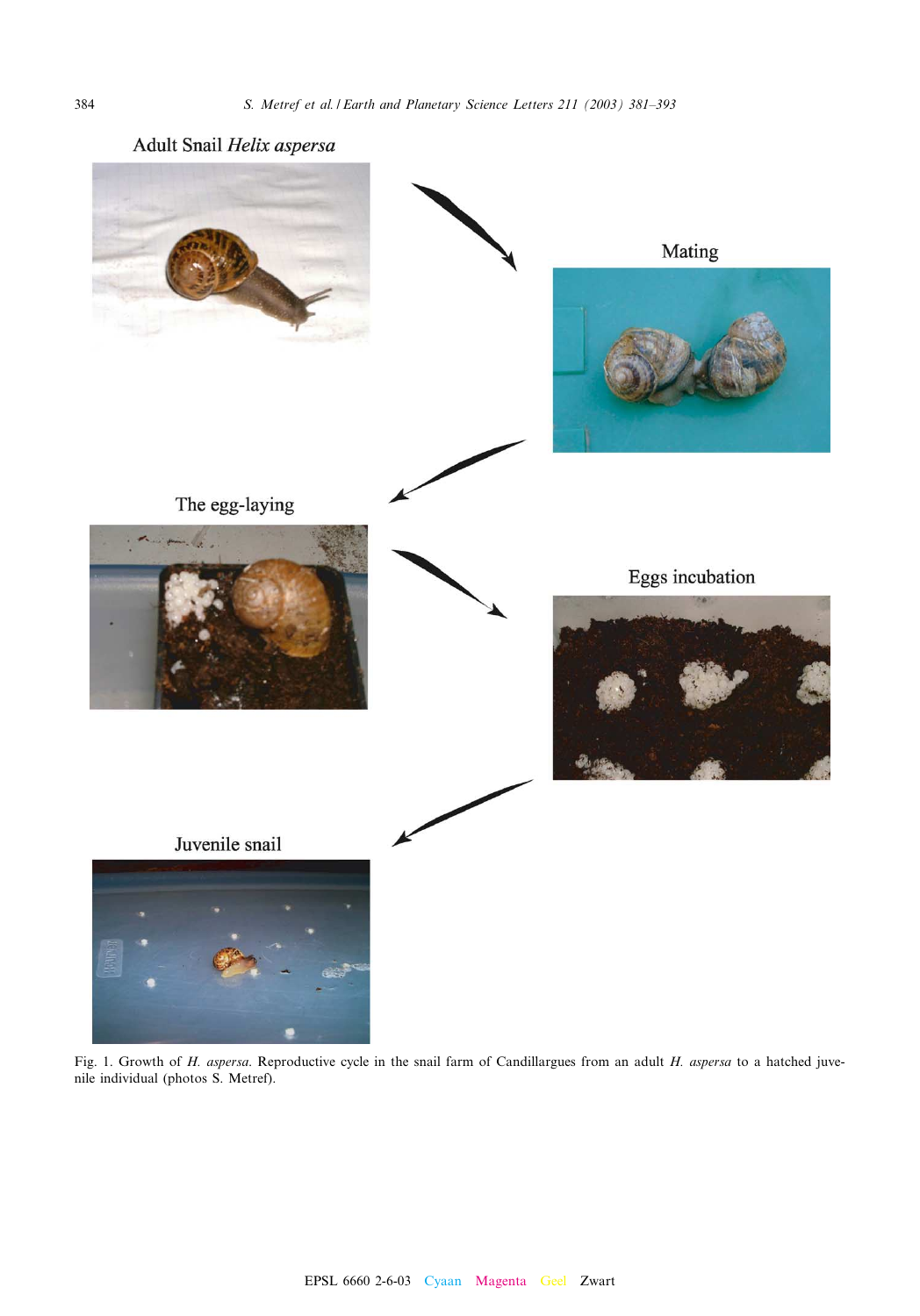Adult Snail *Helix aspersa*

Mating

The egg-laying

Eggs incubation

Juvenile snail

Fig. 1. Growth of *H. aspersa*. Reproductive cycle in the snail farm of Candillargues from an adult *H. aspersa* to a hatched juvenile individual (photos S. Metref).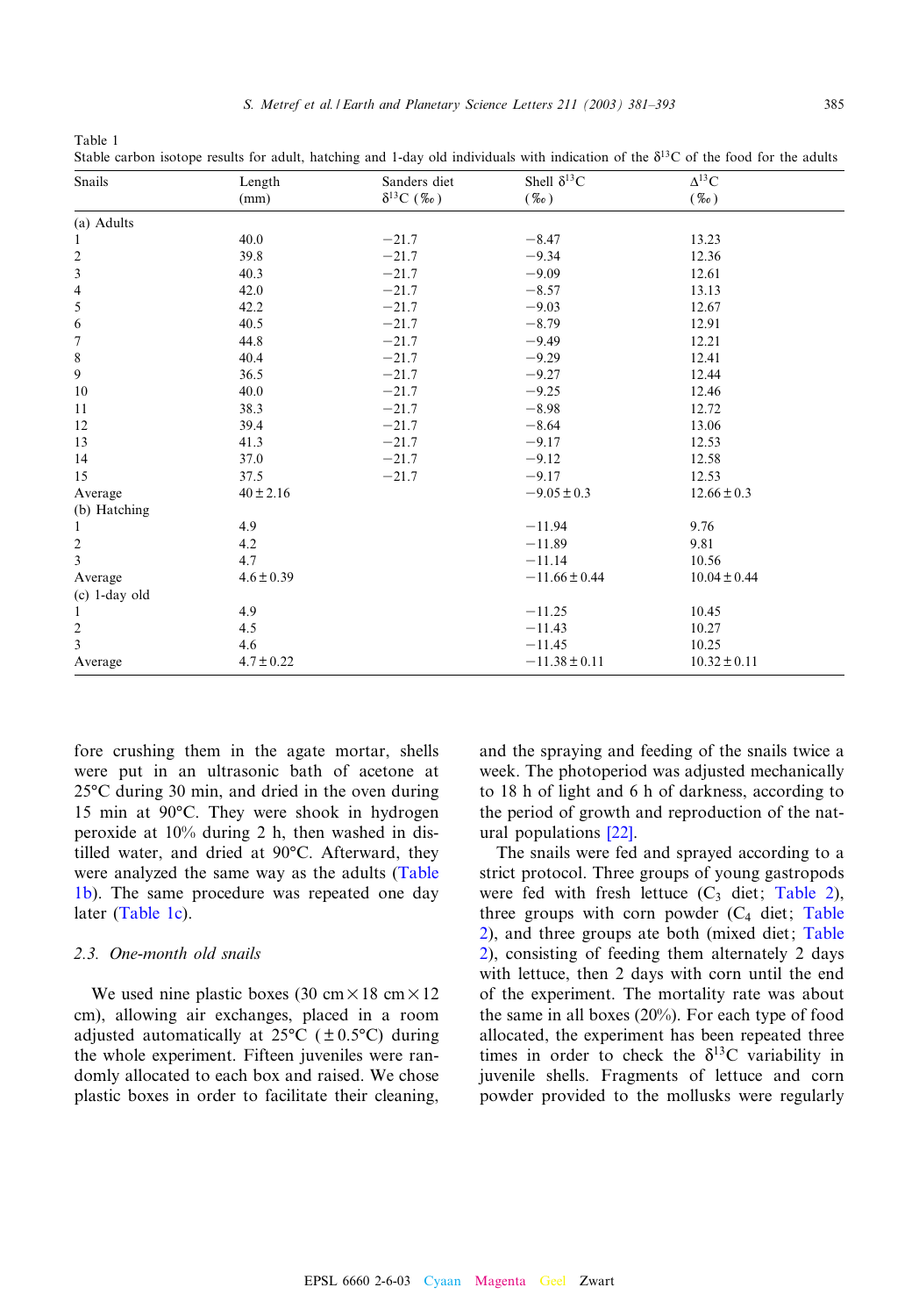Table 1
Stable carbon isotope results for adult, hatching and 1-day old individuals with indication of the $\delta^{13}C$ of the food for the adults

| Snails | Length (mm) | Sanders diet $\delta^{13}C$ (‰) | Shell $\delta^{13}C$ (‰) | $\Delta^{13}C$ (‰) |
|---|---|---|---|---|
| (a) Adults | | | | |
| 1 | 40.0 | −21.7 | −8.47 | 13.23 |
| 2 | 39.8 | −21.7 | −9.34 | 12.36 |
| 3 | 40.3 | −21.7 | −9.09 | 12.61 |
| 4 | 42.0 | −21.7 | −8.57 | 13.13 |
| 5 | 42.2 | −21.7 | −9.03 | 12.67 |
| 6 | 40.5 | −21.7 | −8.79 | 12.91 |
| 7 | 44.8 | −21.7 | −9.49 | 12.21 |
| 8 | 40.4 | −21.7 | −9.29 | 12.41 |
| 9 | 36.5 | −21.7 | −9.27 | 12.44 |
| 10 | 40.0 | −21.7 | −9.25 | 12.46 |
| 11 | 38.3 | −21.7 | −8.98 | 12.72 |
| 12 | 39.4 | −21.7 | −8.64 | 13.06 |
| 13 | 41.3 | −21.7 | −9.17 | 12.53 |
| 14 | 37.0 | −21.7 | −9.12 | 12.58 |
| 15 | 37.5 | −21.7 | −9.17 | 12.53 |
| Average | 40 ± 2.16 | | −9.05 ± 0.3 | 12.66 ± 0.3 |
| (b) Hatching | | | | |
| 1 | 4.9 | | −11.94 | 9.76 |
| 2 | 4.2 | | −11.89 | 9.81 |
| 3 | 4.7 | | −11.14 | 10.56 |
| Average | 4.6 ± 0.39 | | −11.66 ± 0.44 | 10.04 ± 0.44 |
| (c) 1-day old | | | | |
| 1 | 4.9 | | −11.25 | 10.45 |
| 2 | 4.5 | | −11.43 | 10.27 |
| 3 | 4.6 | | −11.45 | 10.25 |
| Average | 4.7 ± 0.22 | | −11.38 ± 0.11 | 10.32 ± 0.11 |

fore crushing them in the agate mortar, shells were put in an ultrasonic bath of acetone at 25°C during 30 min, and dried in the oven during 15 min at 90°C. They were shook in hydrogen peroxide at 10% during 2 h, then washed in distilled water, and dried at 90°C. Afterward, they were analyzed the same way as the adults (Table 1b). The same procedure was repeated one day later (Table 1c).

### 2.3. One-month old snails

We used nine plastic boxes (30 cm × 18 cm × 12 cm), allowing air exchanges, placed in a room adjusted automatically at 25°C (±0.5°C) during the whole experiment. Fifteen juveniles were randomly allocated to each box and raised. We chose plastic boxes in order to facilitate their cleaning, and the spraying and feeding of the snails twice a week. The photoperiod was adjusted mechanically to 18 h of light and 6 h of darkness, according to the period of growth and reproduction of the natural populations [22].

The snails were fed and sprayed according to a strict protocol. Three groups of young gastropods were fed with fresh lettuce ($C_3$ diet; Table 2), three groups with corn powder ($C_4$ diet; Table 2), and three groups ate both (mixed diet; Table 2), consisting of feeding them alternately 2 days with lettuce, then 2 days with corn until the end of the experiment. The mortality rate was about the same in all boxes (20%). For each type of food allocated, the experiment has been repeated three times in order to check the $\delta^{13}C$ variability in juvenile shells. Fragments of lettuce and corn powder provided to the mollusks were regularly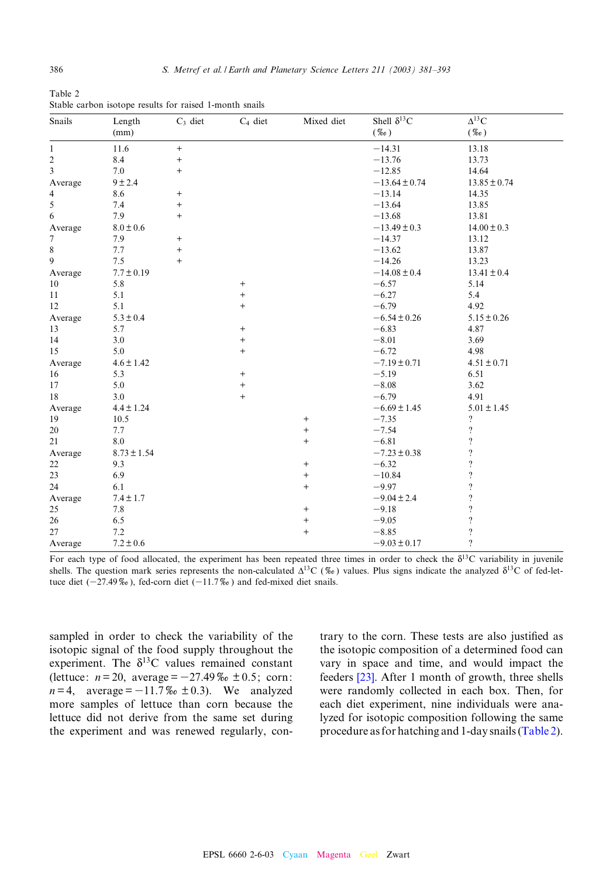Table 2
Stable carbon isotope results for raised 1-month snails

| Snails | Length (mm) | $C_3$ diet | $C_4$ diet | Mixed diet | Shell $\delta^{13}C$ (‰) | $\Delta^{13}C$ (‰) |
|---|---|---|---|---|---|---|
| 1 | 11.6 | + | | | −14.31 | 13.18 |
| 2 | 8.4 | + | | | −13.76 | 13.73 |
| 3 | 7.0 | + | | | −12.85 | 14.64 |
| Average | 9±2.4 | | | | −13.64±0.74 | 13.85±0.74 |
| 4 | 8.6 | + | | | −13.14 | 14.35 |
| 5 | 7.4 | + | | | −13.64 | 13.85 |
| 6 | 7.9 | + | | | −13.68 | 13.81 |
| Average | 8.0±0.6 | | | | −13.49±0.3 | 14.00±0.3 |
| 7 | 7.9 | + | | | −14.37 | 13.12 |
| 8 | 7.7 | + | | | −13.62 | 13.87 |
| 9 | 7.5 | + | | | −14.26 | 13.23 |
| Average | 7.7±0.19 | | | | −14.08±0.4 | 13.41±0.4 |
| 10 | 5.8 | | + | | −6.57 | 5.14 |
| 11 | 5.1 | | + | | −6.27 | 5.4 |
| 12 | 5.1 | | + | | −6.79 | 4.92 |
| Average | 5.3±0.4 | | | | −6.54±0.26 | 5.15±0.26 |
| 13 | 5.7 | | + | | −6.83 | 4.87 |
| 14 | 3.0 | | + | | −8.01 | 3.69 |
| 15 | 5.0 | | + | | −6.72 | 4.98 |
| Average | 4.6±1.42 | | | | −7.19±0.71 | 4.51±0.71 |
| 16 | 5.3 | | + | | −5.19 | 6.51 |
| 17 | 5.0 | | + | | −8.08 | 3.62 |
| 18 | 3.0 | | + | | −6.79 | 4.91 |
| Average | 4.4±1.24 | | | | −6.69±1.45 | 5.01±1.45 |
| 19 | 10.5 | | | + | −7.35 | ? |
| 20 | 7.7 | | | + | −7.54 | ? |
| 21 | 8.0 | | | + | −6.81 | ? |
| Average | 8.73±1.54 | | | | −7.23±0.38 | ? |
| 22 | 9.3 | | | + | −6.32 | ? |
| 23 | 6.9 | | | + | −10.84 | ? |
| 24 | 6.1 | | | + | −9.97 | ? |
| Average | 7.4±1.7 | | | | −9.04±2.4 | ? |
| 25 | 7.8 | | | + | −9.18 | ? |
| 26 | 6.5 | | | + | −9.05 | ? |
| 27 | 7.2 | | | + | −8.85 | ? |
| Average | 7.2±0.6 | | | | −9.03±0.17 | ? |

For each type of food allocated, the experiment has been repeated three times in order to check the $\delta^{13}C$ variability in juvenile shells. The question mark series represents the non-calculated $\Delta^{13}C$ (‰) values. Plus signs indicate the analyzed $\delta^{13}C$ of fed-lettuce diet (−27.49‰), fed-corn diet (−11.7‰) and fed-mixed diet snails.

sampled in order to check the variability of the isotopic signal of the food supply throughout the experiment. The $\delta^{13}C$ values remained constant (lettuce: $n = 20$, average = −27.49‰ ±0.5; corn: $n = 4$, average = −11.7‰ ±0.3). We analyzed more samples of lettuce than corn because the lettuce did not derive from the same set during the experiment and was renewed regularly, contrary to the corn. These tests are also justified as the isotopic composition of a determined food can vary in space and time, and would impact the feeders [23]. After 1 month of growth, three shells were randomly collected in each box. Then, for each diet experiment, nine individuals were analyzed for isotopic composition following the same procedure as for hatching and 1-day snails (Table 2).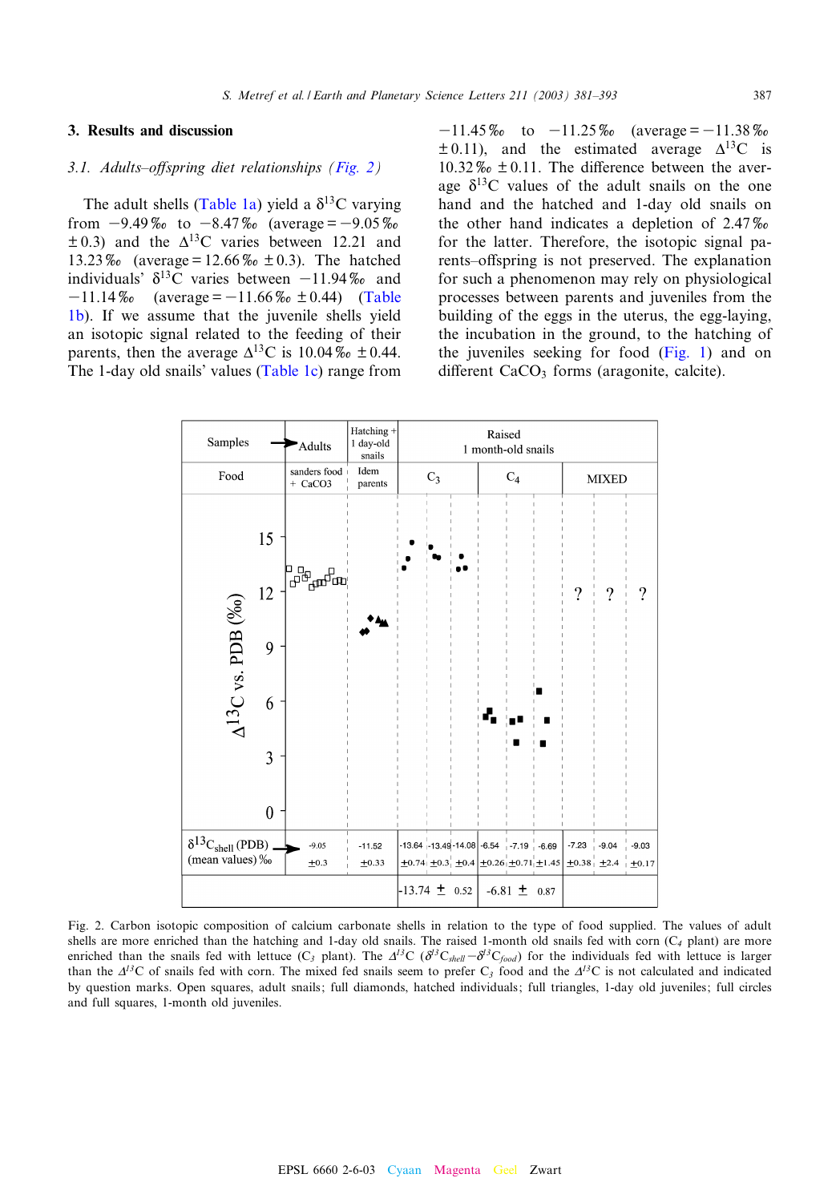## 3. Results and discussion

### *3.1. Adults–offspring diet relationships (Fig. 2)*

The adult shells (Table 1a) yield a $\delta^{13}C$ varying from −9.49‰ to −8.47‰ (average = −9.05‰ ± 0.3) and the $\Delta^{13}C$ varies between 12.21 and 13.23‰ (average = 12.66‰ ± 0.3). The hatched individuals' $\delta^{13}C$ varies between −11.94‰ and −11.14‰ (average = −11.66‰ ± 0.44) (Table 1b). If we assume that the juvenile shells yield an isotopic signal related to the feeding of their parents, then the average $\Delta^{13}C$ is 10.04‰ ± 0.44. The 1-day old snails' values (Table 1c) range from −11.45‰ to −11.25‰ (average = −11.38‰ ± 0.11), and the estimated average $\Delta^{13}C$ is 10.32‰ ± 0.11. The difference between the average $\delta^{13}C$ values of the adult snails on one hand and the hatched and 1-day old snails on the other hand indicates a depletion of 2.47‰ for the latter. Therefore, the isotopic signal parents–offspring is not preserved. The explanation for such a phenomenon may rely on physiological processes between parents and juveniles from the building of the eggs in the uterus, the egg-laying, the incubation in the ground, to the hatching of the juveniles seeking for food (Fig. 1) and on different $CaCO_3$ forms (aragonite, calcite).

Fig. 2. Carbon isotopic composition of calcium carbonate shells in relation to the type of food supplied. The values of adult shells are more enriched than the hatching and 1-day old snails. The raised 1-month old snails fed with corn ($C_4$ plant) are more enriched than the snails fed with lettuce ($C_3$ plant). The $\Delta^{13}C$ ($\delta^{13}C_{shell} - \delta^{13}C_{food}$) for the individuals fed with lettuce is larger than the $\Delta^{13}C$ of snails fed with corn. The mixed fed snails seem to prefer $C_3$ food and the $\Delta^{13}C$ is not calculated and indicated by question marks. Open squares, adult snails; full diamonds, hatched individuals; full triangles, 1-day old juveniles; full circles and full squares, 1-month old juveniles.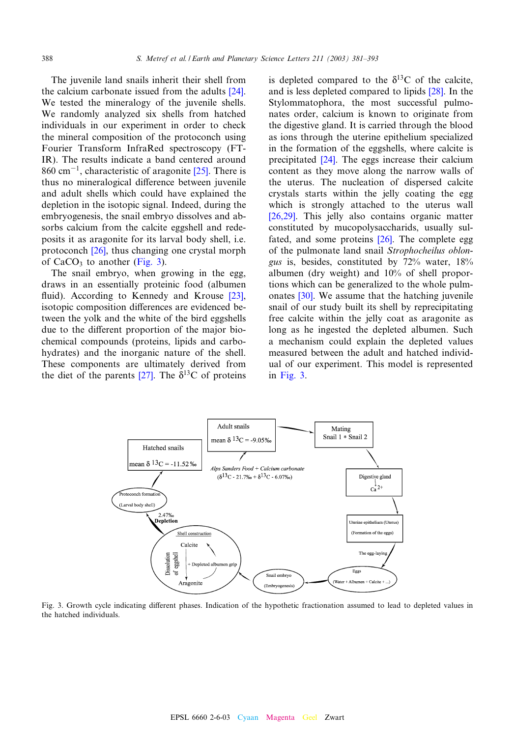The juvenile land snails inherit their shell from the calcium carbonate issued from the adults [24]. We tested the mineralogy of the juvenile shells. We randomly analyzed six shells from hatched individuals in our experiment in order to check the mineral composition of the protoconch using Fourier Transform InfraRed spectroscopy (FT-IR). The results indicate a band centered around 860 $cm^{-1}$, characteristic of aragonite [25]. There is thus no mineralogical difference between juvenile and adult shells which could have explained the depletion in the isotopic signal. Indeed, during the embryogenesis, the snail embryo dissolves and absorbs calcium from the calcite eggshell and redeposits it as aragonite for its larval body shell, i.e. protoconch [26], thus changing one crystal morph of $CaCO_3$ to another (Fig. 3).

The snail embryo, when growing in the egg, draws in an essentially proteinic food (albumen fluid). According to Kennedy and Krouse [23], isotopic composition differences are evidenced between the yolk and the white of the bird eggshells due to the different proportion of the major biochemical compounds (proteins, lipids and carbohydrates) and the inorganic nature of the shell. These components are ultimately derived from the diet of the parents [27]. The $\delta^{13}C$ of proteins is depleted compared to the $\delta^{13}C$ of the calcite, and is less depleted compared to lipids [28]. In the Stylommatophora, the most successful pulmonates order, calcium is known to originate from the digestive gland. It is carried through the blood as ions through the uterine epithelium specialized in the formation of the eggshells, where calcite is precipitated [24]. The eggs increase their calcium content as they move along the narrow walls of the uterus. The nucleation of dispersed calcite crystals starts within the jelly coating the egg which is strongly attached to the uterus wall [26,29]. This jelly also contains organic matter constituted by mucopolysaccharids, usually sulfated, and some proteins [26]. The complete egg of the pulmonate land snail *Strophocheilus oblongus* is, besides, constituted by 72% water, 18% albumen (dry weight) and 10% of shell proportions which can be generalized to the whole pulmonates [30]. We assume that the hatching juvenile snail of our study built its shell by reprecipitating free calcite within the jelly coat as aragonite as long as he ingested the depleted albumen. Such a mechanism could explain the depleted values measured between the adult and hatched individual of our experiment. This model is represented in Fig. 3.

Fig. 3. Growth cycle indicating different phases. Indication of the hypothetic fractionation assumed to lead to depleted values in the hatched individuals.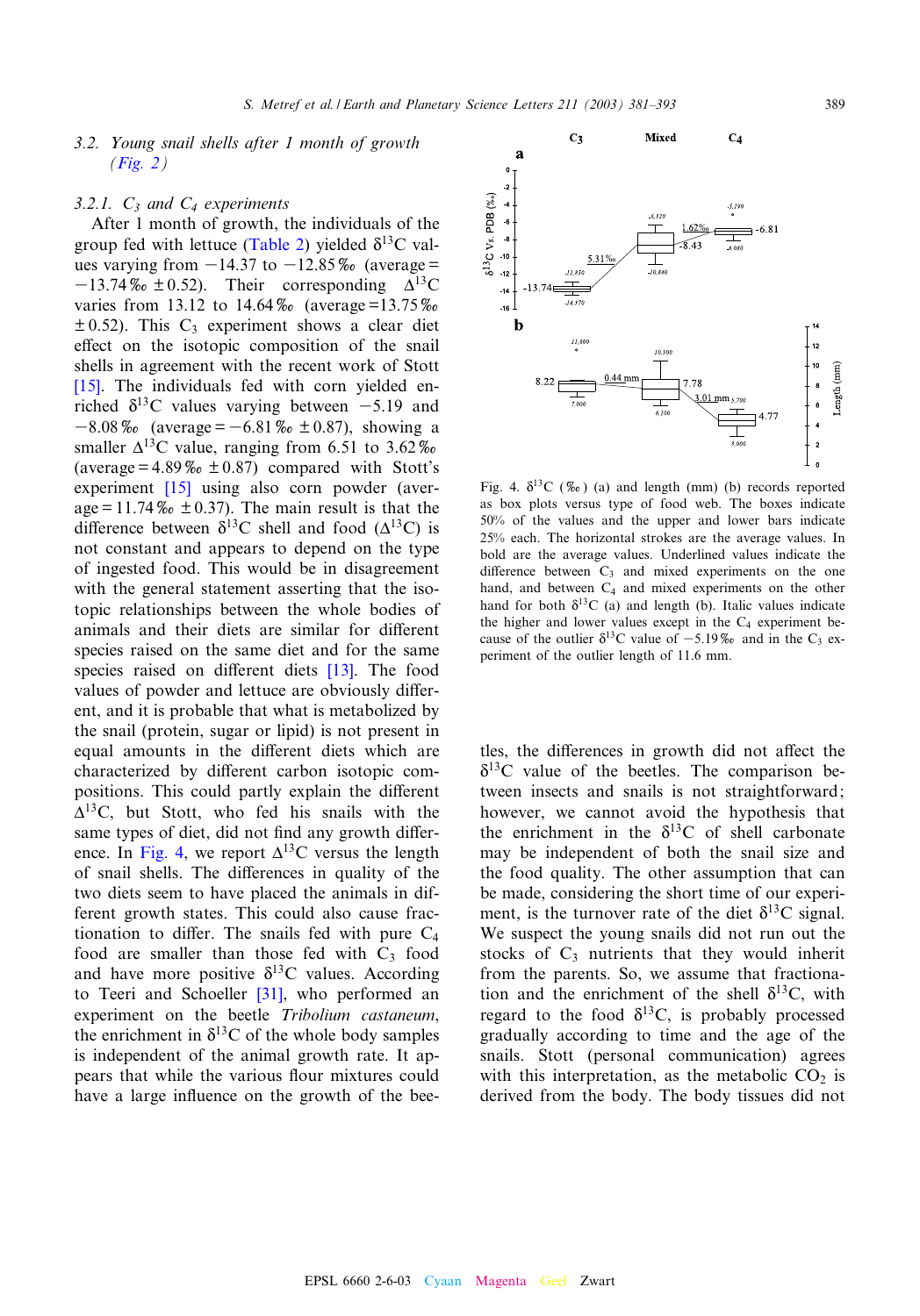### 3.2. Young snail shells after 1 month of growth (Fig. 2)

#### 3.2.1. $C_3$ and $C_4$ experiments

After 1 month of growth, the individuals of the group fed with lettuce (Table 2) yielded $\delta^{13}C$ values varying from −14.37 to −12.85‰ (average = −13.74‰ ±0.52). Their corresponding $\Delta^{13}C$ varies from 13.12 to 14.64‰ (average = 13.75‰ ±0.52). This $C_3$ experiment shows a clear diet effect on the isotopic composition of the snail shells in agreement with the recent work of Stott [15]. The individuals fed with corn yielded enriched $\delta^{13}C$ values varying between −5.19 and −8.08‰ (average = −6.81‰ ±0.87), showing a smaller $\Delta^{13}C$ value, ranging from 6.51 to 3.62‰ (average = 4.89‰ ±0.87) compared with Stott's experiment [15] using also corn powder (average = 11.74‰ ±0.37). The main result is that the difference between $\delta^{13}C$ shell and food ($\Delta^{13}C$) is not constant and appears to depend on the type of ingested food. This would be in disagreement with the general statement asserting that the isotopic relationships between the whole bodies of animals and their diets are similar for different species raised on the same diet and for the same species raised on different diets [13]. The food values of powder and lettuce are obviously different, and it is probable that what is metabolized by the snail (protein, sugar or lipid) is not present in equal amounts in the different diets which are characterized by different carbon isotopic compositions. This could partly explain the different $\Delta^{13}C$, but Stott, who fed his snails with the same types of diet, did not find any growth difference. In Fig. 4, we report $\Delta^{13}C$ versus the length of snail shells. The differences in quality of the two diets seem to have placed the animals in different growth states. This could also cause fractionation to differ. The snails fed with pure $C_4$ food are smaller than those fed with $C_3$ food and have more positive $\delta^{13}C$ values. According to Teeri and Schoeller [31], who performed an experiment on the beetle *Tribolium castaneum*, the enrichment in $\delta^{13}C$ of the whole body samples is independent of the animal growth rate. It appears that while the various flour mixtures could have a large influence on the growth of the beetles, the differences in growth did not affect the $\delta^{13}C$ value of the beetles. The comparison between insects and snails is not straightforward; however, we cannot avoid the hypothesis that the enrichment in the $\delta^{13}C$ of shell carbonate may be independent of both the snail size and the food quality. The other assumption that can be made, considering the short time of our experiment, is the turnover rate of the diet $\delta^{13}C$ signal. We suspect the young snails did not run out the stocks of $C_3$ nutrients that they would inherit from the parents. So, we assume that fractionation and the enrichment of the shell $\delta^{13}C$, with regard to the food $\delta^{13}C$, is probably processed gradually according to time and the age of the snails. Stott (personal communication) agrees with this interpretation, as the metabolic $CO_2$ is derived from the body. The body tissues did not

Fig. 4. $\delta^{13}C$ (‰) (a) and length (mm) (b) records reported as box plots versus type of food web. The boxes indicate 50% of the values and the upper and lower bars indicate 25% each. The horizontal strokes are the average values. In bold are the average values. Underlined values indicate the difference between $C_3$ and mixed experiments on the one hand, and between $C_4$ and mixed experiments on the other hand for both $\delta^{13}C$ (a) and length (b). Italic values indicate the higher and lower values except in the $C_4$ experiment because of the outlier $\delta^{13}C$ value of −5.19‰ and in the $C_3$ experiment of the outlier length of 11.6 mm.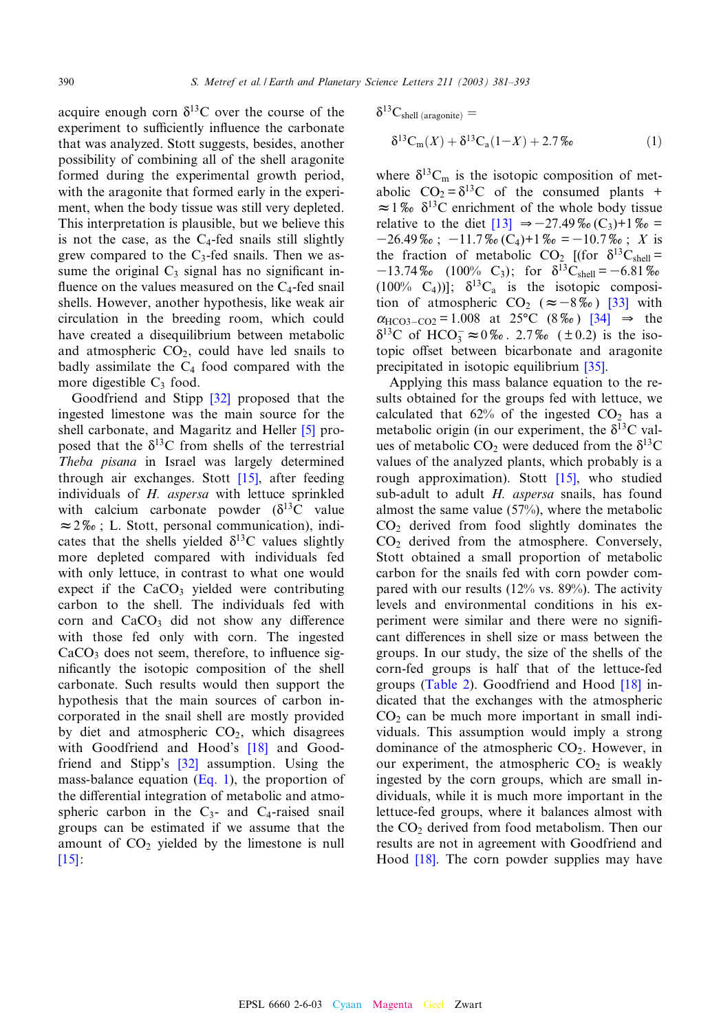acquire enough corn $\delta^{13}C$ over the course of the experiment to sufficiently influence the carbonate that was analyzed. Stott suggests, besides, another possibility of combining all of the shell aragonite formed during the experimental growth period, with the aragonite that formed early in the experiment, when the body tissue was still very depleted. This interpretation is plausible, but we believe this is not the case, as the $C_4$-fed snails still slightly grew compared to the $C_3$-fed snails. Then we assume the original $C_3$ signal has no significant influence on the values measured on the $C_4$-fed snail shells. However, another hypothesis, like weak air circulation in the breeding room, which could have created a disequilibrium between metabolic and atmospheric $CO_2$, could have led snails to badly assimilate the $C_4$ food compared with the more digestible $C_3$ food.

Goodfriend and Stipp [32] proposed that the ingested limestone was the main source for the shell carbonate, and Magaritz and Heller [5] proposed that the $\delta^{13}C$ from shells of the terrestrial *Theba pisana* in Israel was largely determined through air exchanges. Stott [15], after feeding individuals of *H. aspersa* with lettuce sprinkled with calcium carbonate powder ($\delta^{13}C$ value $\approx 2‰$; L. Stott, personal communication), indicates that the shells yielded $\delta^{13}C$ values slightly more depleted compared with individuals fed with only lettuce, in contrast to what one would expect if the $CaCO_3$ yielded were contributing carbon to the shell. The individuals fed with corn and $CaCO_3$ did not show any difference with those fed only with corn. The ingested $CaCO_3$ does not seem, therefore, to influence significantly the isotopic composition of the shell carbonate. Such results would then support the hypothesis that the main sources of carbon incorporated in the snail shell are mostly provided by diet and atmospheric $CO_2$, which disagrees with Goodfriend and Hood's [18] and Goodfriend and Stipp's [32] assumption. Using the mass-balance equation (Eq. 1), the proportion of the differential integration of metabolic and atmospheric carbon in the $C_3$- and $C_4$-raised snail groups can be estimated if we assume that the amount of $CO_2$ yielded by the limestone is null [15]:

$$\delta^{13}C_{\text{shell (aragonite)}} = \delta^{13}C_m(X) + \delta^{13}C_a(1-X) + 2.7‰ \quad (1)$$

where $\delta^{13}C_m$ is the isotopic composition of metabolic $CO_2 = \delta^{13}C$ of the consumed plants + $\approx 1‰$ $\delta^{13}C$ enrichment of the whole body tissue relative to the diet [13] $\Rightarrow -27.49‰ (C_3)+1‰ = -26.49‰$; $-11.7‰ (C_4)+1‰ = -10.7‰$; $X$ is the fraction of metabolic $CO_2$ [(for $\delta^{13}C_{shell} = -13.74‰$ (100% $C_3$); for $\delta^{13}C_{shell} = -6.81‰$ (100% $C_4$))]; $\delta^{13}C_a$ is the isotopic composition of atmospheric $CO_2$ ($\approx -8‰$) [33] with $\alpha_{HCO3-CO2} = 1.008$ at 25°C (8‰) [34] $\Rightarrow$ the $\delta^{13}C$ of $HCO_3^- \approx 0‰$. 2.7‰ ($\pm 0.2$) is the isotopic offset between bicarbonate and aragonite precipitated in isotopic equilibrium [35].

Applying this mass balance equation to the results obtained for the groups fed with lettuce, we calculated that 62% of the ingested $CO_2$ has a metabolic origin (in our experiment, the $\delta^{13}C$ values of metabolic $CO_2$ were deduced from the $\delta^{13}C$ values of the analyzed plants, which probably is a rough approximation). Stott [15], who studied sub-adult to adult *H. aspersa* snails, has found almost the same value (57%), where the metabolic $CO_2$ derived from food slightly dominates the $CO_2$ derived from the atmosphere. Conversely, Stott obtained a small proportion of metabolic carbon for the snails fed with corn powder compared with our results (12% vs. 89%). The activity levels and environmental conditions in his experiment were similar and there were no significant differences in shell size or mass between the groups. In our study, the size of the shells of the corn-fed groups is half that of the lettuce-fed groups (Table 2). Goodfriend and Hood [18] indicated that the exchanges with the atmospheric $CO_2$ can be much more important in small individuals. This assumption would imply a strong dominance of the atmospheric $CO_2$. However, in our experiment, the atmospheric $CO_2$ is weakly ingested by the corn groups, which are small individuals, while it is much more important in the lettuce-fed groups, where it balances almost with the $CO_2$ derived from food metabolism. Then our results are not in agreement with Goodfriend and Hood [18]. The corn powder supplies may have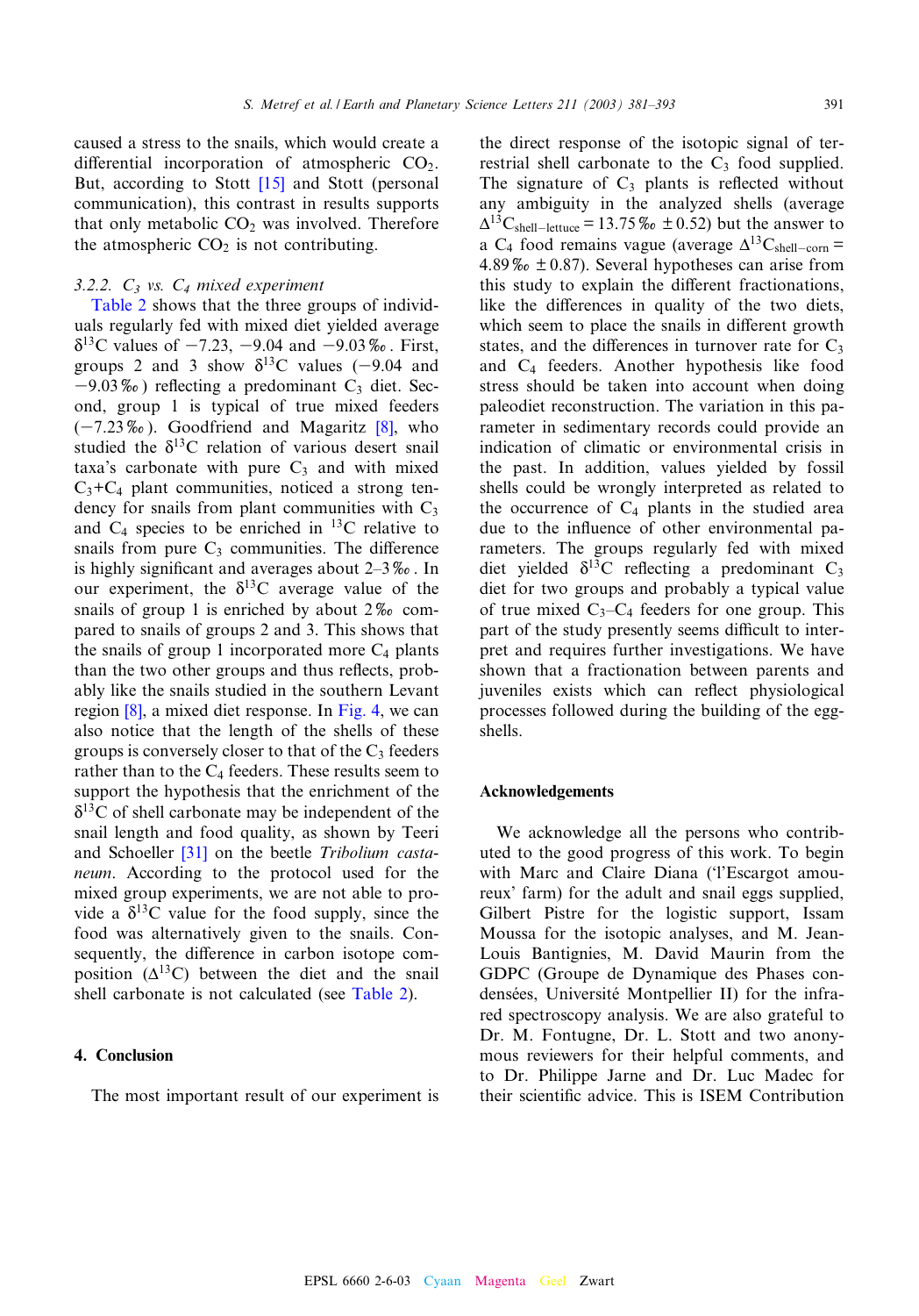caused a stress to the snails, which would create a differential incorporation of atmospheric $CO_2$. But, according to Stott [15] and Stott (personal communication), this contrast in results supports that only metabolic $CO_2$ was involved. Therefore the atmospheric $CO_2$ is not contributing.

### 3.2.2. $C_3$ vs. $C_4$ mixed experiment

Table 2 shows that the three groups of individuals regularly fed with mixed diet yielded average $\delta^{13}C$ values of −7.23, −9.04 and −9.03‰. First, groups 2 and 3 show $\delta^{13}C$ values (−9.04 and −9.03‰) reflecting a predominant $C_3$ diet. Second, group 1 is typical of true mixed feeders (−7.23‰). Goodfriend and Magaritz [8], who studied the $\delta^{13}C$ relation of various desert snail taxa's carbonate with pure $C_3$ and with mixed $C_3$+$C_4$ plant communities, noticed a strong tendency for snails from plant communities with $C_3$ and $C_4$ species to be enriched in $^{13}C$ relative to snails from pure $C_3$ communities. The difference is highly significant and averages about 2–3‰. In our experiment, the $\delta^{13}C$ average value of the snails of group 1 is enriched by about 2‰ compared to snails of groups 2 and 3. This shows that the snails of group 1 incorporated more $C_4$ plants than the two other groups and thus reflects, probably like the snails studied in the southern Levant region [8], a mixed diet response. In Fig. 4, we can also notice that the length of the shells of these groups is conversely closer to that of the $C_3$ feeders rather than to the $C_4$ feeders. These results seem to support the hypothesis that the enrichment of the $\delta^{13}C$ of shell carbonate may be independent of the snail length and food quality, as shown by Teeri and Schoeller [31] on the beetle *Tribolium castaneum*. According to the protocol used for the mixed group experiments, we are not able to provide a $\delta^{13}C$ value for the food supply, since the food was alternatively given to the snails. Consequently, the difference in carbon isotope composition ($\Delta^{13}C$) between the diet and the snail shell carbonate is not calculated (see Table 2).

## 4. Conclusion

The most important result of our experiment is the direct response of the isotopic signal of terrestrial shell carbonate to the $C_3$ food supplied. The signature of $C_3$ plants is reflected without any ambiguity in the analyzed shells (average $\Delta^{13}C_{shell-lettuce} = 13.75‰ \pm 0.52$) but the answer to a $C_4$ food remains vague (average $\Delta^{13}C_{shell-corn} = 4.89‰ \pm 0.87$). Several hypotheses can arise from this study to explain the different fractionations, like the differences in quality of the two diets, which seem to place the snails in different growth states, and the differences in turnover rate for $C_3$ and $C_4$ feeders. Another hypothesis like food stress should be taken into account when doing paleodiet reconstruction. The variation in this parameter in sedimentary records could provide an indication of climatic or environmental crisis in the past. In addition, values yielded by fossil shells could be wrongly interpreted as related to the occurrence of $C_4$ plants in the studied area due to the influence of other environmental parameters. The groups regularly fed with mixed diet yielded $\delta^{13}C$ reflecting a predominant $C_3$ diet for two groups and probably a typical value of true mixed $C_3$–$C_4$ feeders for one group. This part of the study presently seems difficult to interpret and requires further investigations. We have shown that a fractionation between parents and juveniles exists which can reflect physiological processes followed during the building of the egg-shells.

## Acknowledgements

We acknowledge all the persons who contributed to the good progress of this work. To begin with Marc and Claire Diana ('l'Escargot amoureux' farm) for the adult and snail eggs supplied, Gilbert Pistre for the logistic support, Issam Moussa for the isotopic analyses, and M. Jean-Louis Bantignies, M. David Maurin from the GDPC (Groupe de Dynamique des Phases condensées, Université Montpellier II) for the infrared spectroscopy analysis. We are also grateful to Dr. M. Fontugne, Dr. L. Stott and two anonymous reviewers for their helpful comments, and to Dr. Philippe Jarne and Dr. Luc Madec for their scientific advice. This is ISEM Contribution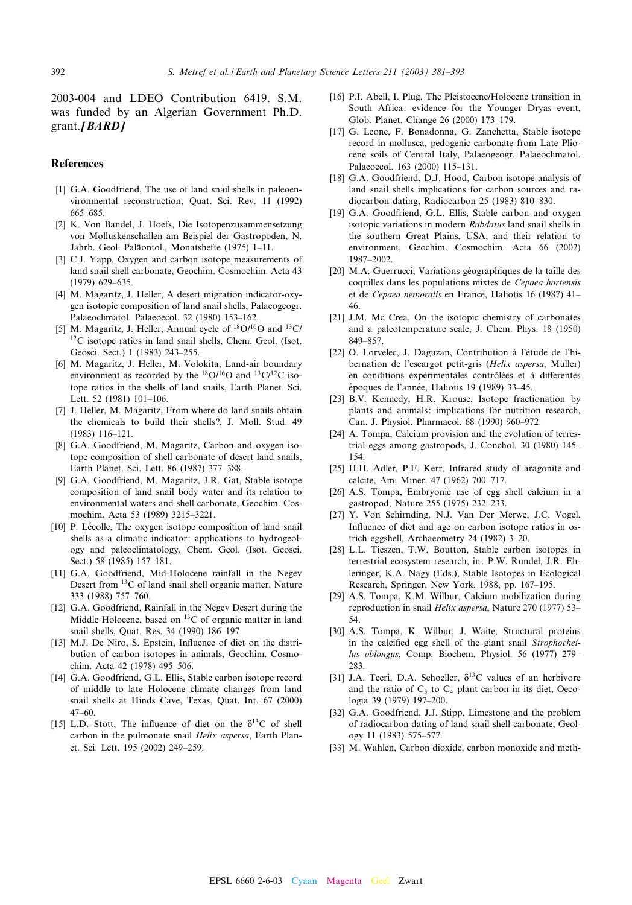2003-004 and LDEO Contribution 6419. S.M. was funded by an Algerian Government Ph.D. grant.*[BARD]*

## References

[1] G.A. Goodfriend, The use of land snail shells in paleoenvironmental reconstruction, Quat. Sci. Rev. 11 (1992) 665–685.

[2] K. Von Bandel, J. Hoefs, Die Isotopenzusammensetzung von Molluskenschallen am Beispiel der Gastropoden, N. Jahrb. Geol. Paläontol., Monatshefte (1975) 1–11.

[3] C.J. Yapp, Oxygen and carbon isotope measurements of land snail shell carbonate, Geochim. Cosmochim. Acta 43 (1979) 629–635.

[4] M. Magaritz, J. Heller, A desert migration indicator-oxygen isotopic composition of land snail shells, Palaeogeogr. Palaeoclimatol. Palaeoecol. 32 (1980) 153–162.

[5] M. Magaritz, J. Heller, Annual cycle of $^{18}O/^{16}O$ and $^{13}C/^{12}C$ isotope ratios in land snail shells, Chem. Geol. (Isot. Geosci. Sect.) 1 (1983) 243–255.

[6] M. Magaritz, J. Heller, M. Volokita, Land-air boundary environment as recorded by the $^{18}O/^{16}O$ and $^{13}C/^{12}C$ isotope ratios in the shells of land snails, Earth Planet. Sci. Lett. 52 (1981) 101–106.

[7] J. Heller, M. Magaritz, From where do land snails obtain the chemicals to build their shells?, J. Moll. Stud. 49 (1983) 116–121.

[8] G.A. Goodfriend, M. Magaritz, Carbon and oxygen isotope composition of shell carbonate of desert land snails, Earth Planet. Sci. Lett. 86 (1987) 377–388.

[9] G.A. Goodfriend, M. Magaritz, J.R. Gat, Stable isotope composition of land snail body water and its relation to environmental waters and shell carbonate, Geochim. Cosmochim. Acta 53 (1989) 3215–3221.

[10] P. Lécolle, The oxygen isotope composition of land snail shells as a climatic indicator: applications to hydrogeology and paleoclimatology, Chem. Geol. (Isot. Geosci. Sect.) 58 (1985) 157–181.

[11] G.A. Goodfriend, Mid-Holocene rainfall in the Negev Desert from $^{13}C$ of land snail shell organic matter, Nature 333 (1988) 757–760.

[12] G.A. Goodfriend, Rainfall in the Negev Desert during the Middle Holocene, based on $^{13}C$ of organic matter in land snail shells, Quat. Res. 34 (1990) 186–197.

[13] M.J. De Niro, S. Epstein, Influence of diet on the distribution of carbon isotopes in animals, Geochim. Cosmochim. Acta 42 (1978) 495–506.

[14] G.A. Goodfriend, G.L. Ellis, Stable carbon isotope record of middle to late Holocene climate changes from land snail shells at Hinds Cave, Texas, Quat. Int. 67 (2000) 47–60.

[15] L.D. Stott, The influence of diet on the $\delta^{13}C$ of shell carbon in the pulmonate snail *Helix aspersa*, Earth Planet. Sci. Lett. 195 (2002) 249–259.

[16] P.I. Abell, I. Plug, The Pleistocene/Holocene transition in South Africa: evidence for the Younger Dryas event, Glob. Planet. Change 26 (2000) 173–179.

[17] G. Leone, F. Bonadonna, G. Zanchetta, Stable isotope record in mollusca, pedogenic carbonate from Late Pliocene soils of Central Italy, Palaeogeogr. Palaeoclimatol. Palaeoecol. 163 (2000) 115–131.

[18] G.A. Goodfriend, D.J. Hood, Carbon isotope analysis of land snail shells implications for carbon sources and radiocarbon dating, Radiocarbon 25 (1983) 810–830.

[19] G.A. Goodfriend, G.L. Ellis, Stable carbon and oxygen isotopic variations in modern *Rabdotus* land snail shells in the southern Great Plains, USA, and their relation to environment, Geochim. Cosmochim. Acta 66 (2002) 1987–2002.

[20] M.A. Guerrucci, Variations géographiques de la taille des coquilles dans les populations mixtes de *Cepaea hortensis* et de *Cepaea nemoralis* en France, Haliotis 16 (1987) 41–46.

[21] J.M. Mc Crea, On the isotopic chemistry of carbonates and a paleotemperature scale, J. Chem. Phys. 18 (1950) 849–857.

[22] O. Lorvelec, J. Daguzan, Contribution à l'étude de l'hibernation de l'escargot petit-gris (*Helix aspersa*, Müller) en conditions expérimentales contrôlées et à différentes époques de l'année, Haliotis 19 (1989) 33–45.

[23] B.V. Kennedy, H.R. Krouse, Isotope fractionation by plants and animals: implications for nutrition research, Can. J. Physiol. Pharmacol. 68 (1990) 960–972.

[24] A. Tompa, Calcium provision and the evolution of terrestrial eggs among gastropods, J. Conchol. 30 (1980) 145–154.

[25] H.H. Adler, P.F. Kerr, Infrared study of aragonite and calcite, Am. Miner. 47 (1962) 700–717.

[26] A.S. Tompa, Embryonic use of egg shell calcium in a gastropod, Nature 255 (1975) 232–233.

[27] Y. Von Schirnding, N.J. Van Der Merwe, J.C. Vogel, Influence of diet and age on carbon isotope ratios in ostrich eggshell, Archaeometry 24 (1982) 3–20.

[28] L.L. Tieszen, T.W. Boutton, Stable carbon isotopes in terrestrial ecosystem research, in: P.W. Rundel, J.R. Ehleringer, K.A. Nagy (Eds.), Stable Isotopes in Ecological Research, Springer, New York, 1988, pp. 167–195.

[29] A.S. Tompa, K.M. Wilbur, Calcium mobilization during reproduction in snail *Helix aspersa*, Nature 270 (1977) 53–54.

[30] A.S. Tompa, K. Wilbur, J. Waite, Structural proteins in the calcified egg shell of the giant snail *Strophocheilus oblongus*, Comp. Biochem. Physiol. 56 (1977) 279–283.

[31] J.A. Teeri, D.A. Schoeller, $\delta^{13}C$ values of an herbivore and the ratio of $C_3$ to $C_4$ plant carbon in its diet, Oecologia 39 (1979) 197–200.

[32] G.A. Goodfriend, J.J. Stipp, Limestone and the problem of radiocarbon dating of land snail shell carbonate, Geology 11 (1983) 575–577.

[33] M. Wahlen, Carbon dioxide, carbon monoxide and meth-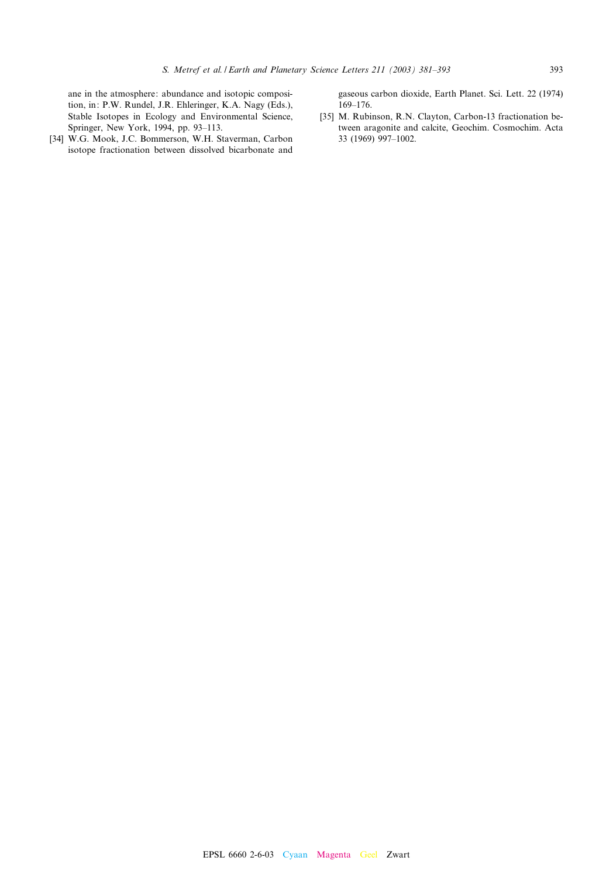ane in the atmosphere: abundance and isotopic composition, in: P.W. Rundel, J.R. Ehleringer, K.A. Nagy (Eds.), Stable Isotopes in Ecology and Environmental Science, Springer, New York, 1994, pp. 93–113.

[34] W.G. Mook, J.C. Bommerson, W.H. Staverman, Carbon isotope fractionation between dissolved bicarbonate and gaseous carbon dioxide, Earth Planet. Sci. Lett. 22 (1974) 169–176.

[35] M. Rubinson, R.N. Clayton, Carbon-13 fractionation between aragonite and calcite, Geochim. Cosmochim. Acta 33 (1969) 997–1002.